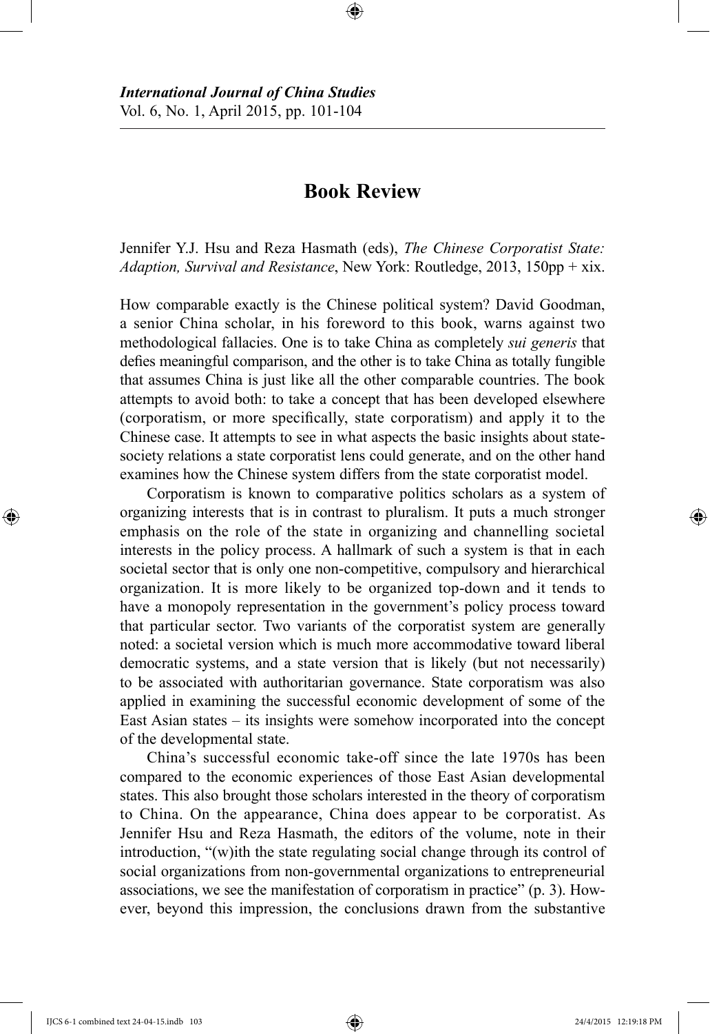# Book Review

Jennifer Y.J. Hsu and Reza Hasmath (eds), *The Chinese Corporatist State: Adaption, Survival and Resistance*, New York: Routledge, 2013, 150pp + xix.

How comparable exactly is the Chinese political system? David Goodman, a senior China scholar, in his foreword to this book, warns against two methodological fallacies. One is to take China as completely *sui generis* that defies meaningful comparison, and the other is to take China as totally fungible that assumes China is just like all the other comparable countries. The book attempts to avoid both: to take a concept that has been developed elsewhere (corporatism, or more specifically, state corporatism) and apply it to the Chinese case. It attempts to see in what aspects the basic insights about state-society relations a state corporatist lens could generate, and on the other hand examines how the Chinese system differs from the state corporatist model.

Corporatism is known to comparative politics scholars as a system of organizing interests that is in contrast to pluralism. It puts a much stronger emphasis on the role of the state in organizing and channelling societal interests in the policy process. A hallmark of such a system is that in each societal sector that is only one non-competitive, compulsory and hierarchical organization. It is more likely to be organized top-down and it tends to have a monopoly representation in the government's policy process toward that particular sector. Two variants of the corporatist system are generally noted: a societal version which is much more accommodative toward liberal democratic systems, and a state version that is likely (but not necessarily) to be associated with authoritarian governance. State corporatism was also applied in examining the successful economic development of some of the East Asian states – its insights were somehow incorporated into the concept of the developmental state.

China's successful economic take-off since the late 1970s has been compared to the economic experiences of those East Asian developmental states. This also brought those scholars interested in the theory of corporatism to China. On the appearance, China does appear to be corporatist. As Jennifer Hsu and Reza Hasmath, the editors of the volume, note in their introduction, "(w)ith the state regulating social change through its control of social organizations from non-governmental organizations to entrepreneurial associations, we see the manifestation of corporatism in practice" (p. 3). However, beyond this impression, the conclusions drawn from the substantive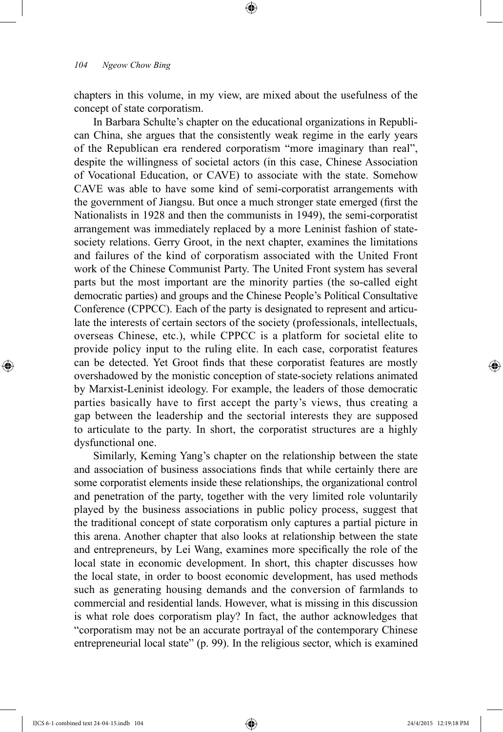chapters in this volume, in my view, are mixed about the usefulness of the concept of state corporatism.

In Barbara Schulte's chapter on the educational organizations in Republican China, she argues that the consistently weak regime in the early years of the Republican era rendered corporatism "more imaginary than real", despite the willingness of societal actors (in this case, Chinese Association of Vocational Education, or CAVE) to associate with the state. Somehow CAVE was able to have some kind of semi-corporatist arrangements with the government of Jiangsu. But once a much stronger state emerged (first the Nationalists in 1928 and then the communists in 1949), the semi-corporatist arrangement was immediately replaced by a more Leninist fashion of state-society relations. Gerry Groot, in the next chapter, examines the limitations and failures of the kind of corporatism associated with the United Front work of the Chinese Communist Party. The United Front system has several parts but the most important are the minority parties (the so-called eight democratic parties) and groups and the Chinese People's Political Consultative Conference (CPPCC). Each of the party is designated to represent and articulate the interests of certain sectors of the society (professionals, intellectuals, overseas Chinese, etc.), while CPPCC is a platform for societal elite to provide policy input to the ruling elite. In each case, corporatist features can be detected. Yet Groot finds that these corporatist features are mostly overshadowed by the monistic conception of state-society relations animated by Marxist-Leninist ideology. For example, the leaders of those democratic parties basically have to first accept the party's views, thus creating a gap between the leadership and the sectorial interests they are supposed to articulate to the party. In short, the corporatist structures are a highly dysfunctional one.

Similarly, Keming Yang's chapter on the relationship between the state and association of business associations finds that while certainly there are some corporatist elements inside these relationships, the organizational control and penetration of the party, together with the very limited role voluntarily played by the business associations in public policy process, suggest that the traditional concept of state corporatism only captures a partial picture in this arena. Another chapter that also looks at relationship between the state and entrepreneurs, by Lei Wang, examines more specifically the role of the local state in economic development. In short, this chapter discusses how the local state, in order to boost economic development, has used methods such as generating housing demands and the conversion of farmlands to commercial and residential lands. However, what is missing in this discussion is what role does corporatism play? In fact, the author acknowledges that "corporatism may not be an accurate portrayal of the contemporary Chinese entrepreneurial local state" (p. 99). In the religious sector, which is examined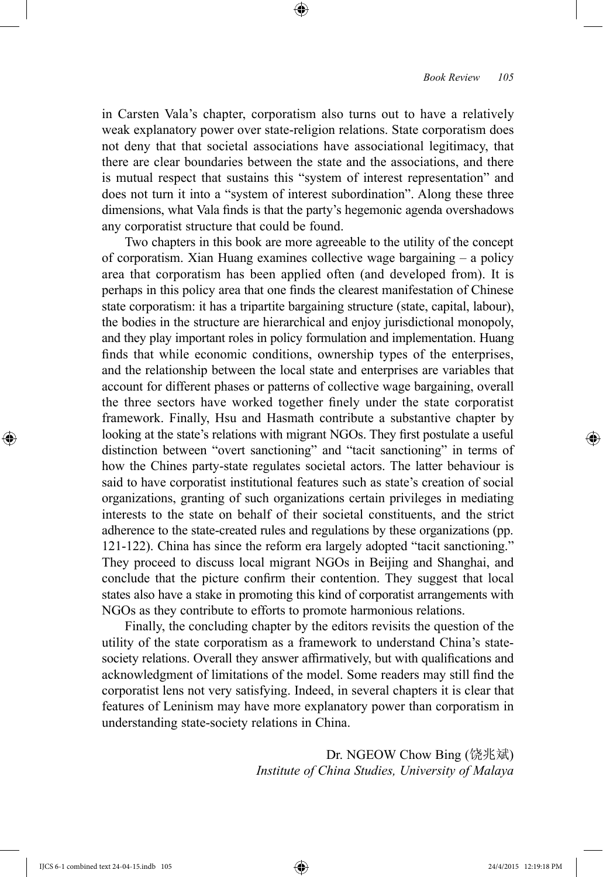in Carsten Vala's chapter, corporatism also turns out to have a relatively weak explanatory power over state-religion relations. State corporatism does not deny that that societal associations have associational legitimacy, that there are clear boundaries between the state and the associations, and there is mutual respect that sustains this "system of interest representation" and does not turn it into a "system of interest subordination". Along these three dimensions, what Vala finds is that the party's hegemonic agenda overshadows any corporatist structure that could be found.

Two chapters in this book are more agreeable to the utility of the concept of corporatism. Xian Huang examines collective wage bargaining – a policy area that corporatism has been applied often (and developed from). It is perhaps in this policy area that one finds the clearest manifestation of Chinese state corporatism: it has a tripartite bargaining structure (state, capital, labour), the bodies in the structure are hierarchical and enjoy jurisdictional monopoly, and they play important roles in policy formulation and implementation. Huang finds that while economic conditions, ownership types of the enterprises, and the relationship between the local state and enterprises are variables that account for different phases or patterns of collective wage bargaining, overall the three sectors have worked together finely under the state corporatist framework. Finally, Hsu and Hasmath contribute a substantive chapter by looking at the state's relations with migrant NGOs. They first postulate a useful distinction between "overt sanctioning" and "tacit sanctioning" in terms of how the Chines party-state regulates societal actors. The latter behaviour is said to have corporatist institutional features such as state's creation of social organizations, granting of such organizations certain privileges in mediating interests to the state on behalf of their societal constituents, and the strict adherence to the state-created rules and regulations by these organizations (pp. 121-122). China has since the reform era largely adopted "tacit sanctioning." They proceed to discuss local migrant NGOs in Beijing and Shanghai, and conclude that the picture confirm their contention. They suggest that local states also have a stake in promoting this kind of corporatist arrangements with NGOs as they contribute to efforts to promote harmonious relations.

Finally, the concluding chapter by the editors revisits the question of the utility of the state corporatism as a framework to understand China's state-society relations. Overall they answer affirmatively, but with qualifications and acknowledgment of limitations of the model. Some readers may still find the corporatist lens not very satisfying. Indeed, in several chapters it is clear that features of Leninism may have more explanatory power than corporatism in understanding state-society relations in China.

Dr. NGEOW Chow Bing (饶兆斌)
*Institute of China Studies, University of Malaya*